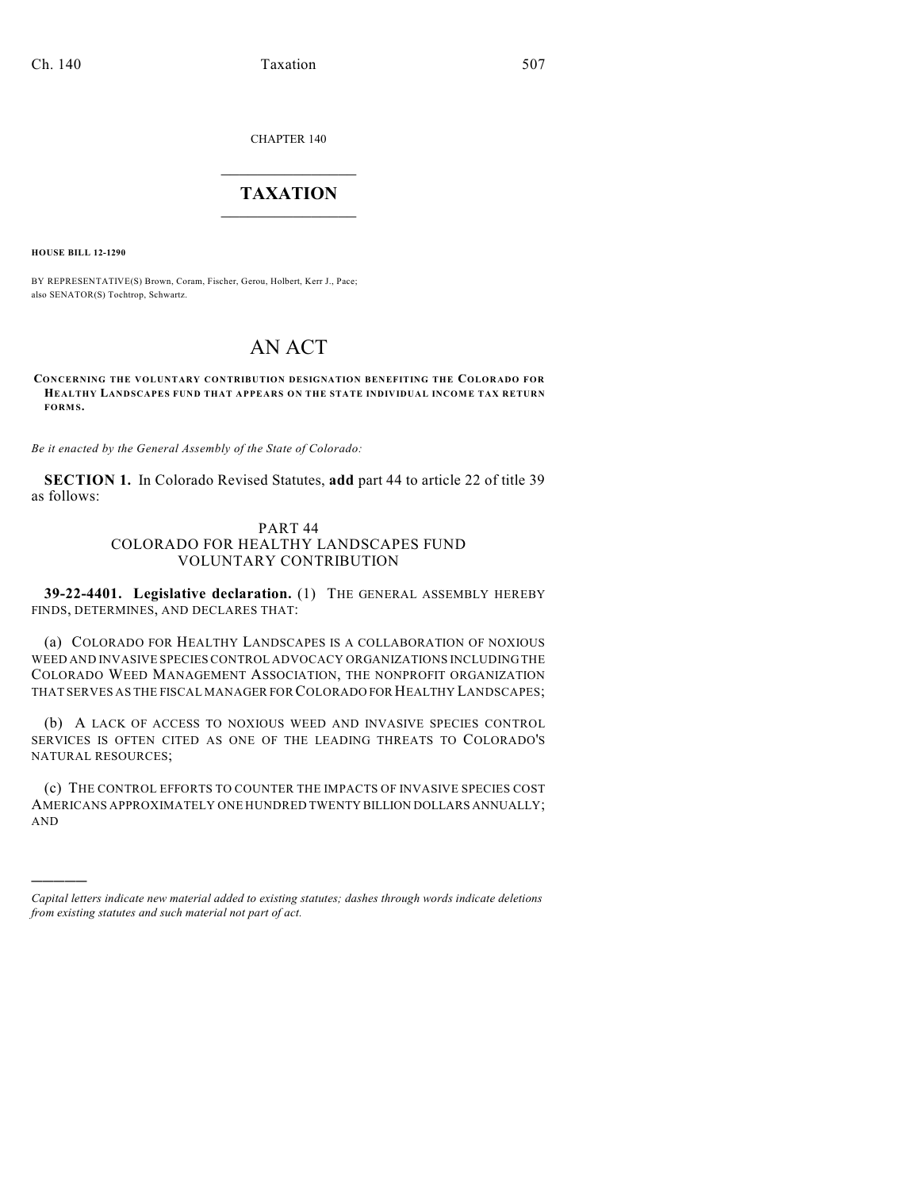CHAPTER 140

# TAXATION

**HOUSE BILL 12-1290**

BY REPRESENTATIVE(S) Brown, Coram, Fischer, Gerou, Holbert, Kerr J., Pace; also SENATOR(S) Tochtrop, Schwartz.

# AN ACT

**CONCERNING THE VOLUNTARY CONTRIBUTION DESIGNATION BENEFITING THE COLORADO FOR HEALTHY LANDSCAPES FUND THAT APPEARS ON THE STATE INDIVIDUAL INCOME TAX RETURN FORMS.**

*Be it enacted by the General Assembly of the State of Colorado:*

**SECTION 1.** In Colorado Revised Statutes, **add** part 44 to article 22 of title 39 as follows:

PART 44
COLORADO FOR HEALTHY LANDSCAPES FUND
VOLUNTARY CONTRIBUTION

**39-22-4401. Legislative declaration.** (1) THE GENERAL ASSEMBLY HEREBY FINDS, DETERMINES, AND DECLARES THAT:

(a) COLORADO FOR HEALTHY LANDSCAPES IS A COLLABORATION OF NOXIOUS WEED AND INVASIVE SPECIES CONTROL ADVOCACY ORGANIZATIONS INCLUDING THE COLORADO WEED MANAGEMENT ASSOCIATION, THE NONPROFIT ORGANIZATION THAT SERVES AS THE FISCAL MANAGER FOR COLORADO FOR HEALTHY LANDSCAPES;

(b) A LACK OF ACCESS TO NOXIOUS WEED AND INVASIVE SPECIES CONTROL SERVICES IS OFTEN CITED AS ONE OF THE LEADING THREATS TO COLORADO'S NATURAL RESOURCES;

(c) THE CONTROL EFFORTS TO COUNTER THE IMPACTS OF INVASIVE SPECIES COST AMERICANS APPROXIMATELY ONE HUNDRED TWENTY BILLION DOLLARS ANNUALLY; AND

————

*Capital letters indicate new material added to existing statutes; dashes through words indicate deletions from existing statutes and such material not part of act.*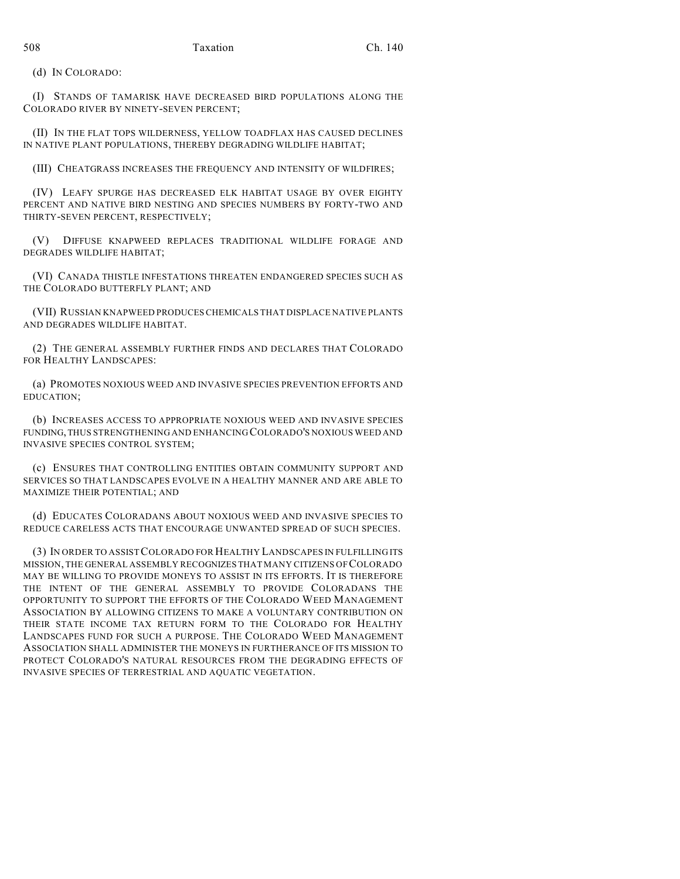(d) IN COLORADO:

(I) STANDS OF TAMARISK HAVE DECREASED BIRD POPULATIONS ALONG THE COLORADO RIVER BY NINETY-SEVEN PERCENT;

(II) IN THE FLAT TOPS WILDERNESS, YELLOW TOADFLAX HAS CAUSED DECLINES IN NATIVE PLANT POPULATIONS, THEREBY DEGRADING WILDLIFE HABITAT;

(III) CHEATGRASS INCREASES THE FREQUENCY AND INTENSITY OF WILDFIRES;

(IV) LEAFY SPURGE HAS DECREASED ELK HABITAT USAGE BY OVER EIGHTY PERCENT AND NATIVE BIRD NESTING AND SPECIES NUMBERS BY FORTY-TWO AND THIRTY-SEVEN PERCENT, RESPECTIVELY;

(V) DIFFUSE KNAPWEED REPLACES TRADITIONAL WILDLIFE FORAGE AND DEGRADES WILDLIFE HABITAT;

(VI) CANADA THISTLE INFESTATIONS THREATEN ENDANGERED SPECIES SUCH AS THE COLORADO BUTTERFLY PLANT; AND

(VII) RUSSIAN KNAPWEED PRODUCES CHEMICALS THAT DISPLACE NATIVE PLANTS AND DEGRADES WILDLIFE HABITAT.

(2) THE GENERAL ASSEMBLY FURTHER FINDS AND DECLARES THAT COLORADO FOR HEALTHY LANDSCAPES:

(a) PROMOTES NOXIOUS WEED AND INVASIVE SPECIES PREVENTION EFFORTS AND EDUCATION;

(b) INCREASES ACCESS TO APPROPRIATE NOXIOUS WEED AND INVASIVE SPECIES FUNDING, THUS STRENGTHENING AND ENHANCING COLORADO'S NOXIOUS WEED AND INVASIVE SPECIES CONTROL SYSTEM;

(c) ENSURES THAT CONTROLLING ENTITIES OBTAIN COMMUNITY SUPPORT AND SERVICES SO THAT LANDSCAPES EVOLVE IN A HEALTHY MANNER AND ARE ABLE TO MAXIMIZE THEIR POTENTIAL; AND

(d) EDUCATES COLORADANS ABOUT NOXIOUS WEED AND INVASIVE SPECIES TO REDUCE CARELESS ACTS THAT ENCOURAGE UNWANTED SPREAD OF SUCH SPECIES.

(3) IN ORDER TO ASSIST COLORADO FOR HEALTHY LANDSCAPES IN FULFILLING ITS MISSION, THE GENERAL ASSEMBLY RECOGNIZES THAT MANY CITIZENS OF COLORADO MAY BE WILLING TO PROVIDE MONEYS TO ASSIST IN ITS EFFORTS. IT IS THEREFORE THE INTENT OF THE GENERAL ASSEMBLY TO PROVIDE COLORADANS THE OPPORTUNITY TO SUPPORT THE EFFORTS OF THE COLORADO WEED MANAGEMENT ASSOCIATION BY ALLOWING CITIZENS TO MAKE A VOLUNTARY CONTRIBUTION ON THEIR STATE INCOME TAX RETURN FORM TO THE COLORADO FOR HEALTHY LANDSCAPES FUND FOR SUCH A PURPOSE. THE COLORADO WEED MANAGEMENT ASSOCIATION SHALL ADMINISTER THE MONEYS IN FURTHERANCE OF ITS MISSION TO PROTECT COLORADO'S NATURAL RESOURCES FROM THE DEGRADING EFFECTS OF INVASIVE SPECIES OF TERRESTRIAL AND AQUATIC VEGETATION.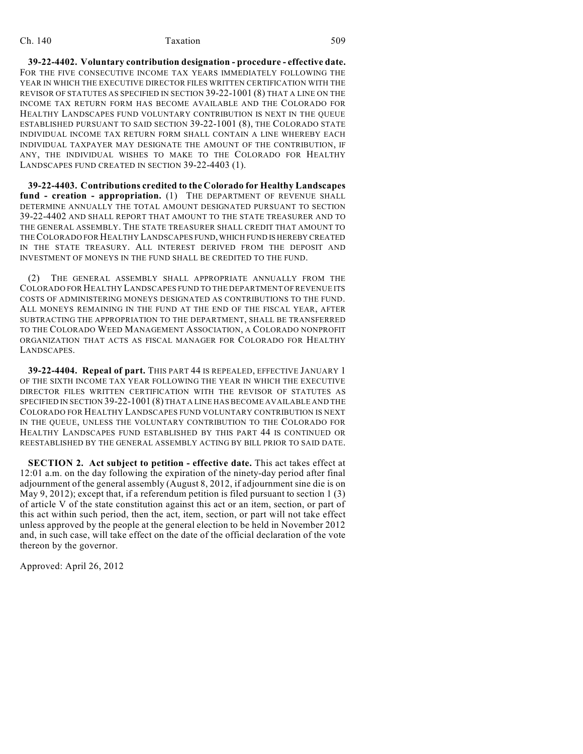**39-22-4402. Voluntary contribution designation - procedure - effective date.** FOR THE FIVE CONSECUTIVE INCOME TAX YEARS IMMEDIATELY FOLLOWING THE YEAR IN WHICH THE EXECUTIVE DIRECTOR FILES WRITTEN CERTIFICATION WITH THE REVISOR OF STATUTES AS SPECIFIED IN SECTION 39-22-1001 (8) THAT A LINE ON THE INCOME TAX RETURN FORM HAS BECOME AVAILABLE AND THE COLORADO FOR HEALTHY LANDSCAPES FUND VOLUNTARY CONTRIBUTION IS NEXT IN THE QUEUE ESTABLISHED PURSUANT TO SAID SECTION 39-22-1001 (8), THE COLORADO STATE INDIVIDUAL INCOME TAX RETURN FORM SHALL CONTAIN A LINE WHEREBY EACH INDIVIDUAL TAXPAYER MAY DESIGNATE THE AMOUNT OF THE CONTRIBUTION, IF ANY, THE INDIVIDUAL WISHES TO MAKE TO THE COLORADO FOR HEALTHY LANDSCAPES FUND CREATED IN SECTION 39-22-4403 (1).

**39-22-4403. Contributions credited to the Colorado for Healthy Landscapes fund - creation - appropriation.** (1) THE DEPARTMENT OF REVENUE SHALL DETERMINE ANNUALLY THE TOTAL AMOUNT DESIGNATED PURSUANT TO SECTION 39-22-4402 AND SHALL REPORT THAT AMOUNT TO THE STATE TREASURER AND TO THE GENERAL ASSEMBLY. THE STATE TREASURER SHALL CREDIT THAT AMOUNT TO THE COLORADO FOR HEALTHY LANDSCAPES FUND, WHICH FUND IS HEREBY CREATED IN THE STATE TREASURY. ALL INTEREST DERIVED FROM THE DEPOSIT AND INVESTMENT OF MONEYS IN THE FUND SHALL BE CREDITED TO THE FUND.

(2) THE GENERAL ASSEMBLY SHALL APPROPRIATE ANNUALLY FROM THE COLORADO FOR HEALTHY LANDSCAPES FUND TO THE DEPARTMENT OF REVENUE ITS COSTS OF ADMINISTERING MONEYS DESIGNATED AS CONTRIBUTIONS TO THE FUND. ALL MONEYS REMAINING IN THE FUND AT THE END OF THE FISCAL YEAR, AFTER SUBTRACTING THE APPROPRIATION TO THE DEPARTMENT, SHALL BE TRANSFERRED TO THE COLORADO WEED MANAGEMENT ASSOCIATION, A COLORADO NONPROFIT ORGANIZATION THAT ACTS AS FISCAL MANAGER FOR COLORADO FOR HEALTHY LANDSCAPES.

**39-22-4404. Repeal of part.** THIS PART 44 IS REPEALED, EFFECTIVE JANUARY 1 OF THE SIXTH INCOME TAX YEAR FOLLOWING THE YEAR IN WHICH THE EXECUTIVE DIRECTOR FILES WRITTEN CERTIFICATION WITH THE REVISOR OF STATUTES AS SPECIFIED IN SECTION 39-22-1001 (8) THAT A LINE HAS BECOME AVAILABLE AND THE COLORADO FOR HEALTHY LANDSCAPES FUND VOLUNTARY CONTRIBUTION IS NEXT IN THE QUEUE, UNLESS THE VOLUNTARY CONTRIBUTION TO THE COLORADO FOR HEALTHY LANDSCAPES FUND ESTABLISHED BY THIS PART 44 IS CONTINUED OR REESTABLISHED BY THE GENERAL ASSEMBLY ACTING BY BILL PRIOR TO SAID DATE.

**SECTION 2. Act subject to petition - effective date.** This act takes effect at 12:01 a.m. on the day following the expiration of the ninety-day period after final adjournment of the general assembly (August 8, 2012, if adjournment sine die is on May 9, 2012); except that, if a referendum petition is filed pursuant to section 1 (3) of article V of the state constitution against this act or an item, section, or part of this act within such period, then the act, item, section, or part will not take effect unless approved by the people at the general election to be held in November 2012 and, in such case, will take effect on the date of the official declaration of the vote thereon by the governor.

Approved: April 26, 2012